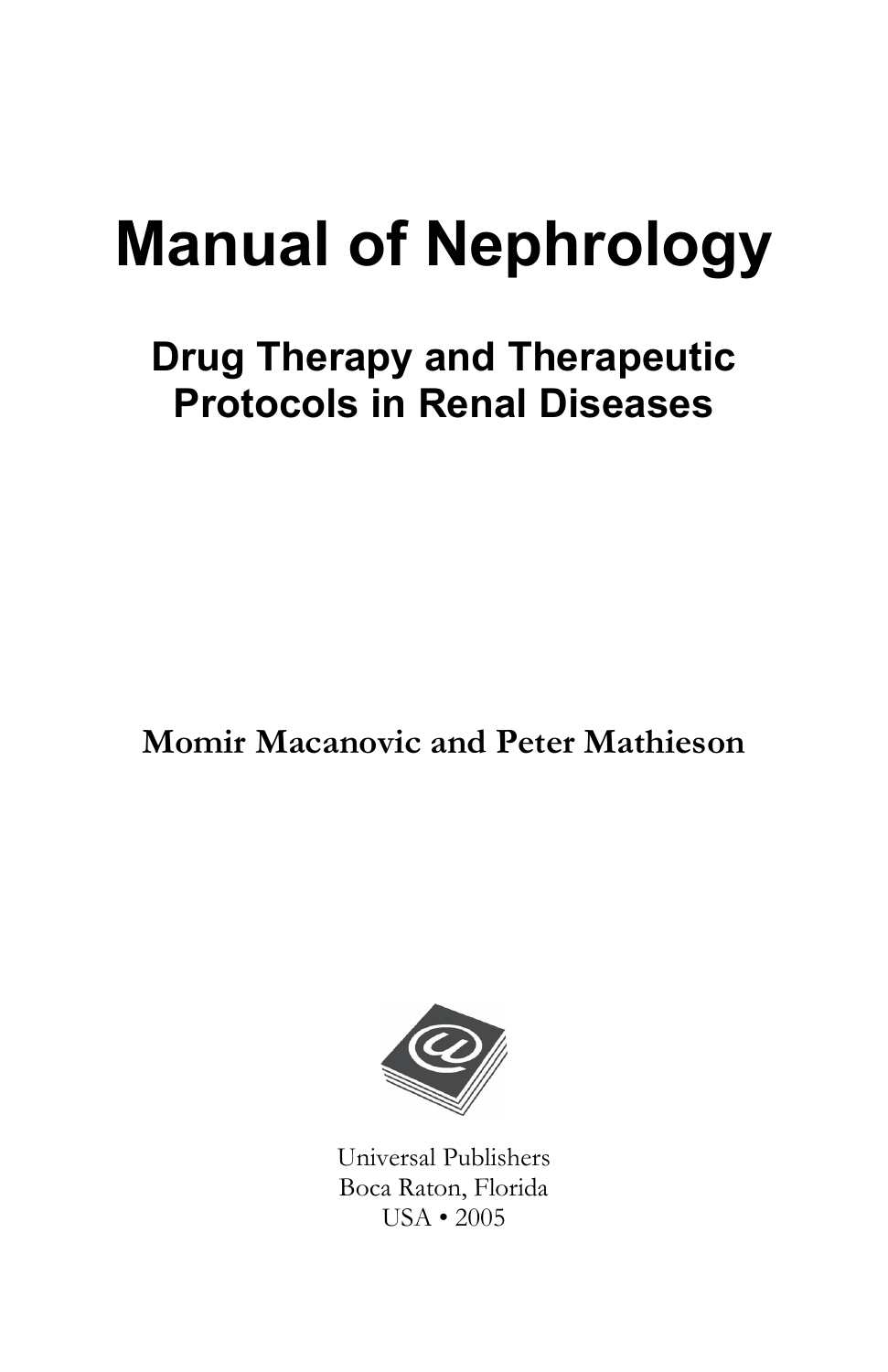# Manual of Nephrology

## Drug Therapy and Therapeutic Protocols in Renal Diseases

**Momir Macanovic and Peter Mathieson**

Universal Publishers
Boca Raton, Florida
USA • 2005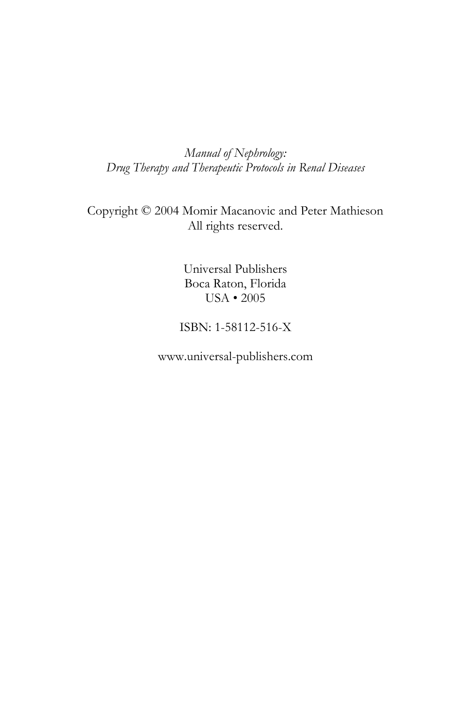*Manual of Nephrology:*
*Drug Therapy and Therapeutic Protocols in Renal Diseases*

Copyright © 2004 Momir Macanovic and Peter Mathieson
All rights reserved.

Universal Publishers
Boca Raton, Florida
USA • 2005

ISBN: 1-58112-516-X

www.universal-publishers.com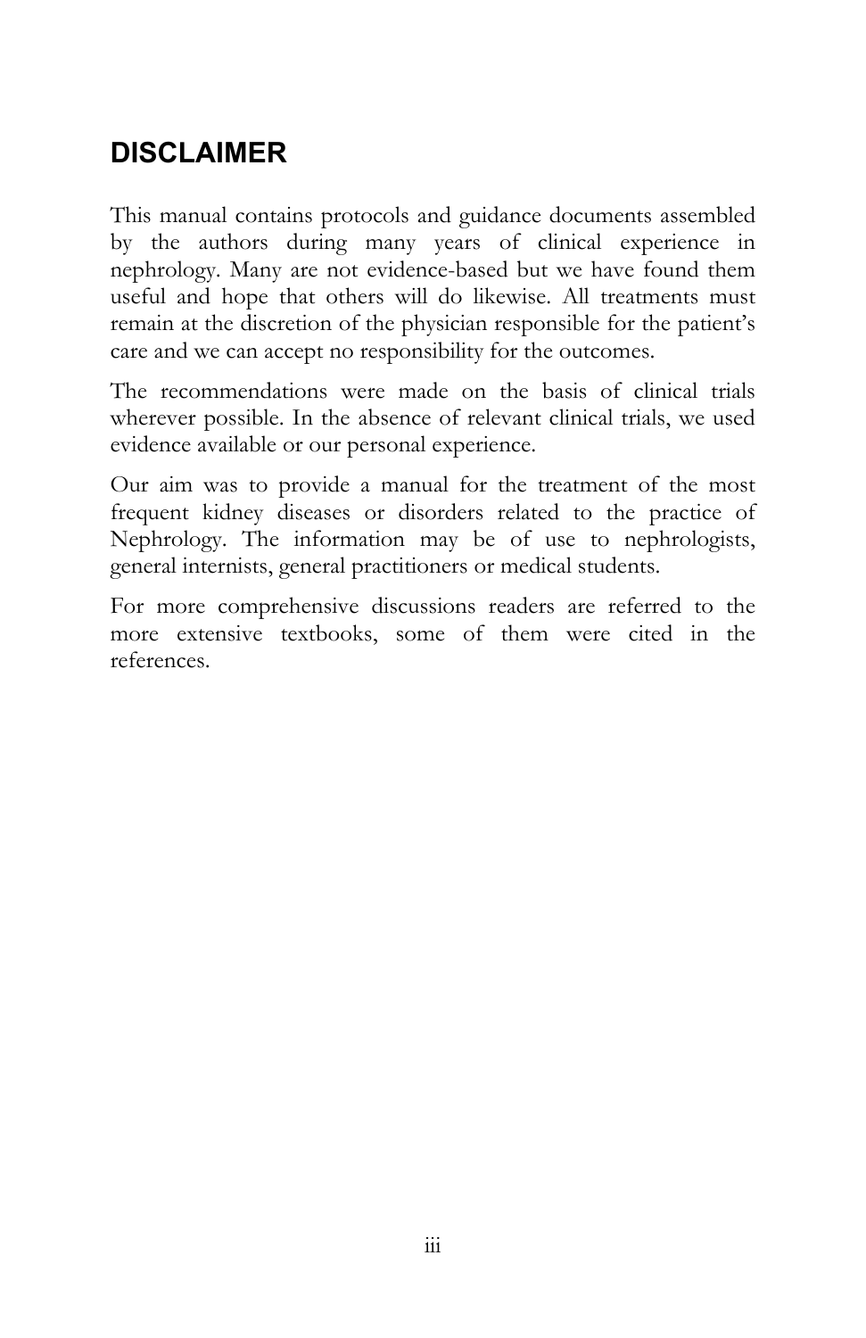## DISCLAIMER

This manual contains protocols and guidance documents assembled by the authors during many years of clinical experience in nephrology. Many are not evidence-based but we have found them useful and hope that others will do likewise. All treatments must remain at the discretion of the physician responsible for the patient's care and we can accept no responsibility for the outcomes.

The recommendations were made on the basis of clinical trials wherever possible. In the absence of relevant clinical trials, we used evidence available or our personal experience.

Our aim was to provide a manual for the treatment of the most frequent kidney diseases or disorders related to the practice of Nephrology. The information may be of use to nephrologists, general internists, general practitioners or medical students.

For more comprehensive discussions readers are referred to the more extensive textbooks, some of them were cited in the references.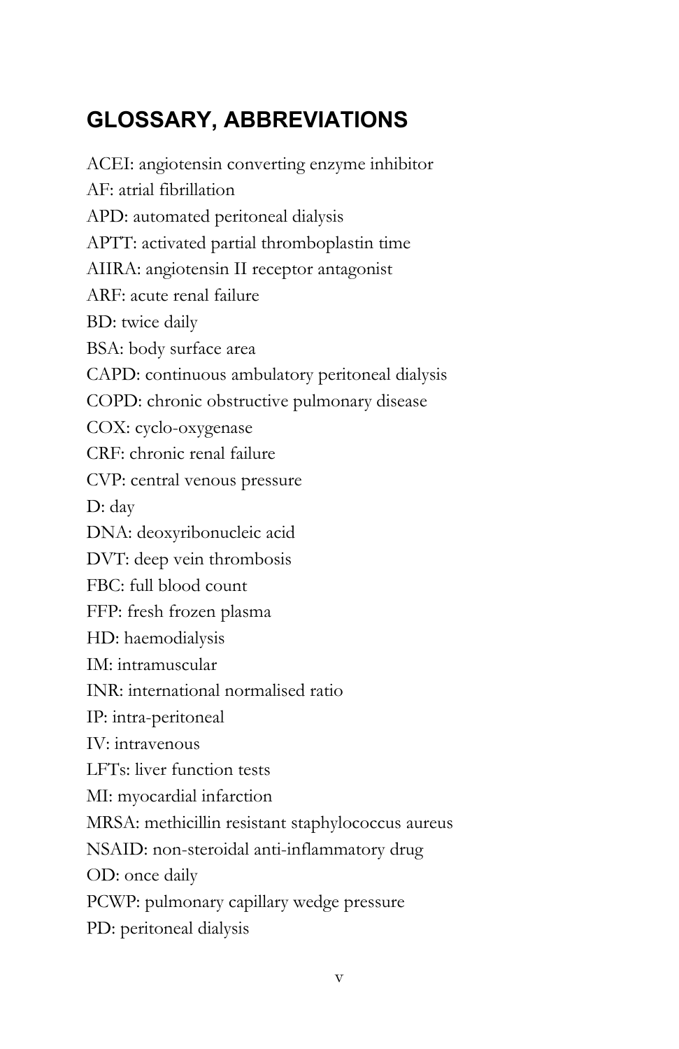## GLOSSARY, ABBREVIATIONS

ACEI: angiotensin converting enzyme inhibitor
AF: atrial fibrillation
APD: automated peritoneal dialysis
APTT: activated partial thromboplastin time
AIIRA: angiotensin II receptor antagonist
ARF: acute renal failure
BD: twice daily
BSA: body surface area
CAPD: continuous ambulatory peritoneal dialysis
COPD: chronic obstructive pulmonary disease
COX: cyclo-oxygenase
CRF: chronic renal failure
CVP: central venous pressure
D: day
DNA: deoxyribonucleic acid
DVT: deep vein thrombosis
FBC: full blood count
FFP: fresh frozen plasma
HD: haemodialysis
IM: intramuscular
INR: international normalised ratio
IP: intra-peritoneal
IV: intravenous
LFTs: liver function tests
MI: myocardial infarction
MRSA: methicillin resistant staphylococcus aureus
NSAID: non-steroidal anti-inflammatory drug
OD: once daily
PCWP: pulmonary capillary wedge pressure
PD: peritoneal dialysis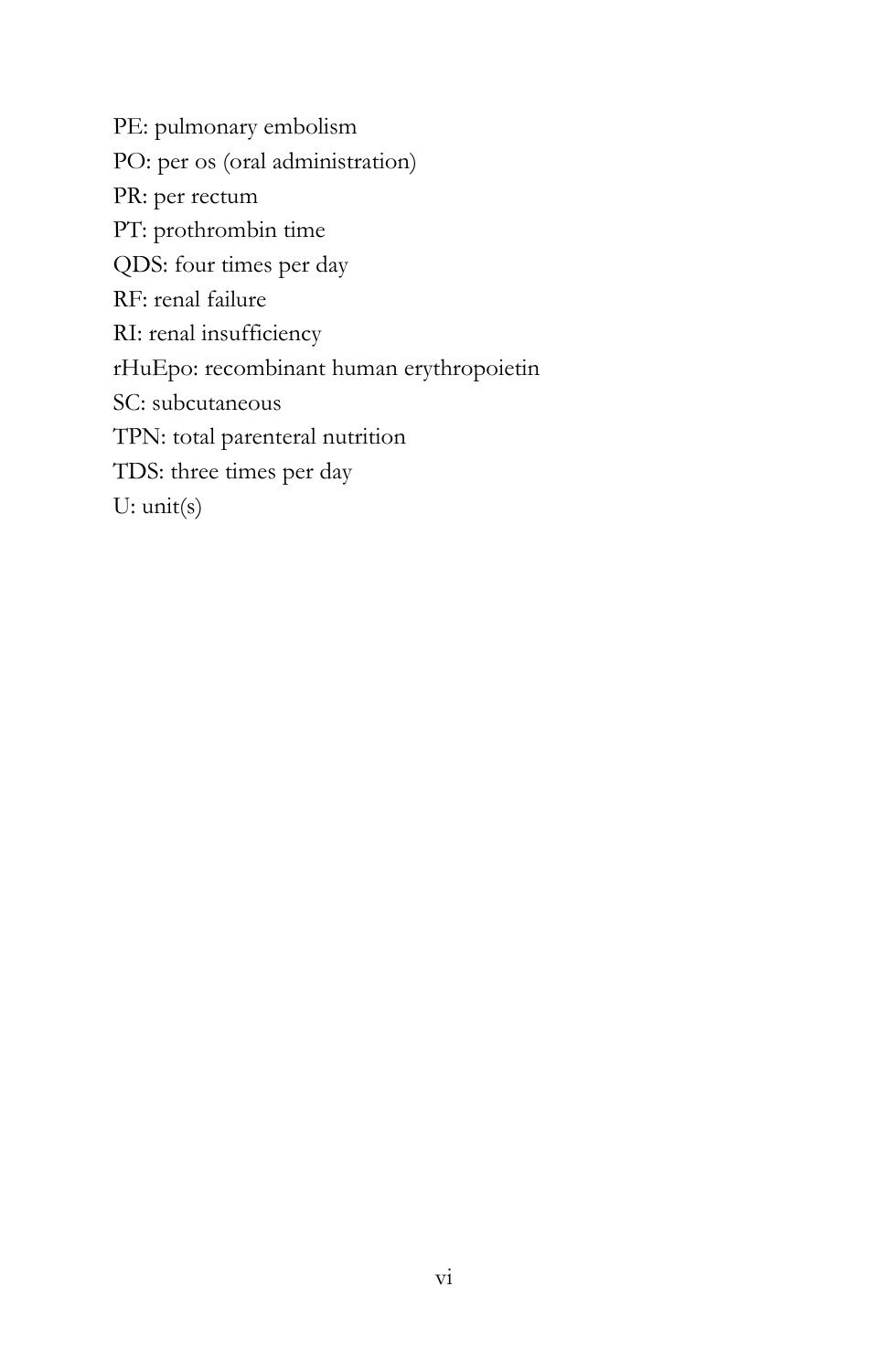PE: pulmonary embolism

PO: per os (oral administration)

PR: per rectum

PT: prothrombin time

QDS: four times per day

RF: renal failure

RI: renal insufficiency

rHuEpo: recombinant human erythropoietin

SC: subcutaneous

TPN: total parenteral nutrition

TDS: three times per day

U: unit(s)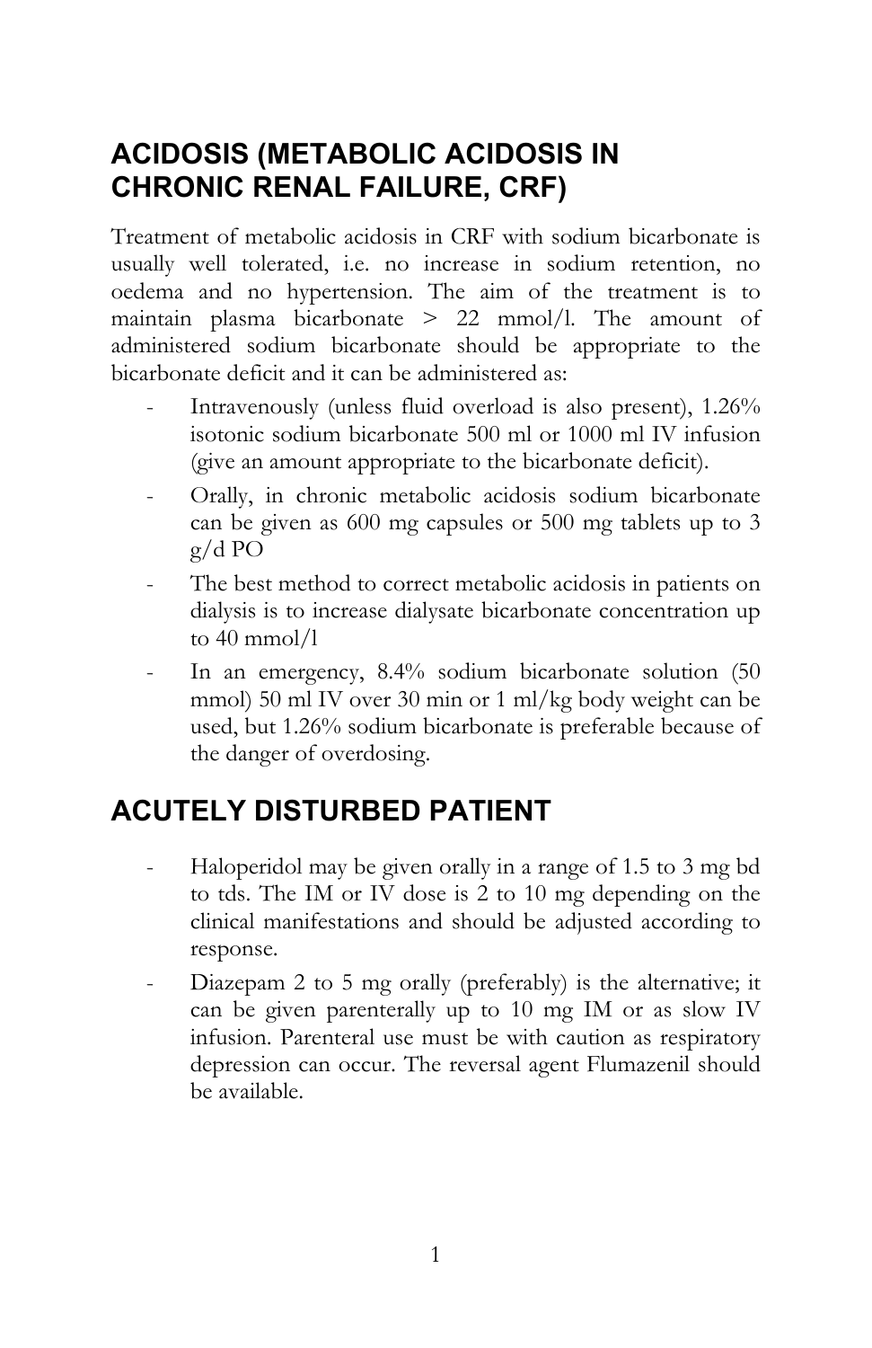## ACIDOSIS (METABOLIC ACIDOSIS IN CHRONIC RENAL FAILURE, CRF)

Treatment of metabolic acidosis in CRF with sodium bicarbonate is usually well tolerated, i.e. no increase in sodium retention, no oedema and no hypertension. The aim of the treatment is to maintain plasma bicarbonate > 22 mmol/l. The amount of administered sodium bicarbonate should be appropriate to the bicarbonate deficit and it can be administered as:

- Intravenously (unless fluid overload is also present), 1.26% isotonic sodium bicarbonate 500 ml or 1000 ml IV infusion (give an amount appropriate to the bicarbonate deficit).
- Orally, in chronic metabolic acidosis sodium bicarbonate can be given as 600 mg capsules or 500 mg tablets up to 3 g/d PO
- The best method to correct metabolic acidosis in patients on dialysis is to increase dialysate bicarbonate concentration up to 40 mmol/l
- In an emergency, 8.4% sodium bicarbonate solution (50 mmol) 50 ml IV over 30 min or 1 ml/kg body weight can be used, but 1.26% sodium bicarbonate is preferable because of the danger of overdosing.

## ACUTELY DISTURBED PATIENT

- Haloperidol may be given orally in a range of 1.5 to 3 mg bd to tds. The IM or IV dose is 2 to 10 mg depending on the clinical manifestations and should be adjusted according to response.
- Diazepam 2 to 5 mg orally (preferably) is the alternative; it can be given parenterally up to 10 mg IM or as slow IV infusion. Parenteral use must be with caution as respiratory depression can occur. The reversal agent Flumazenil should be available.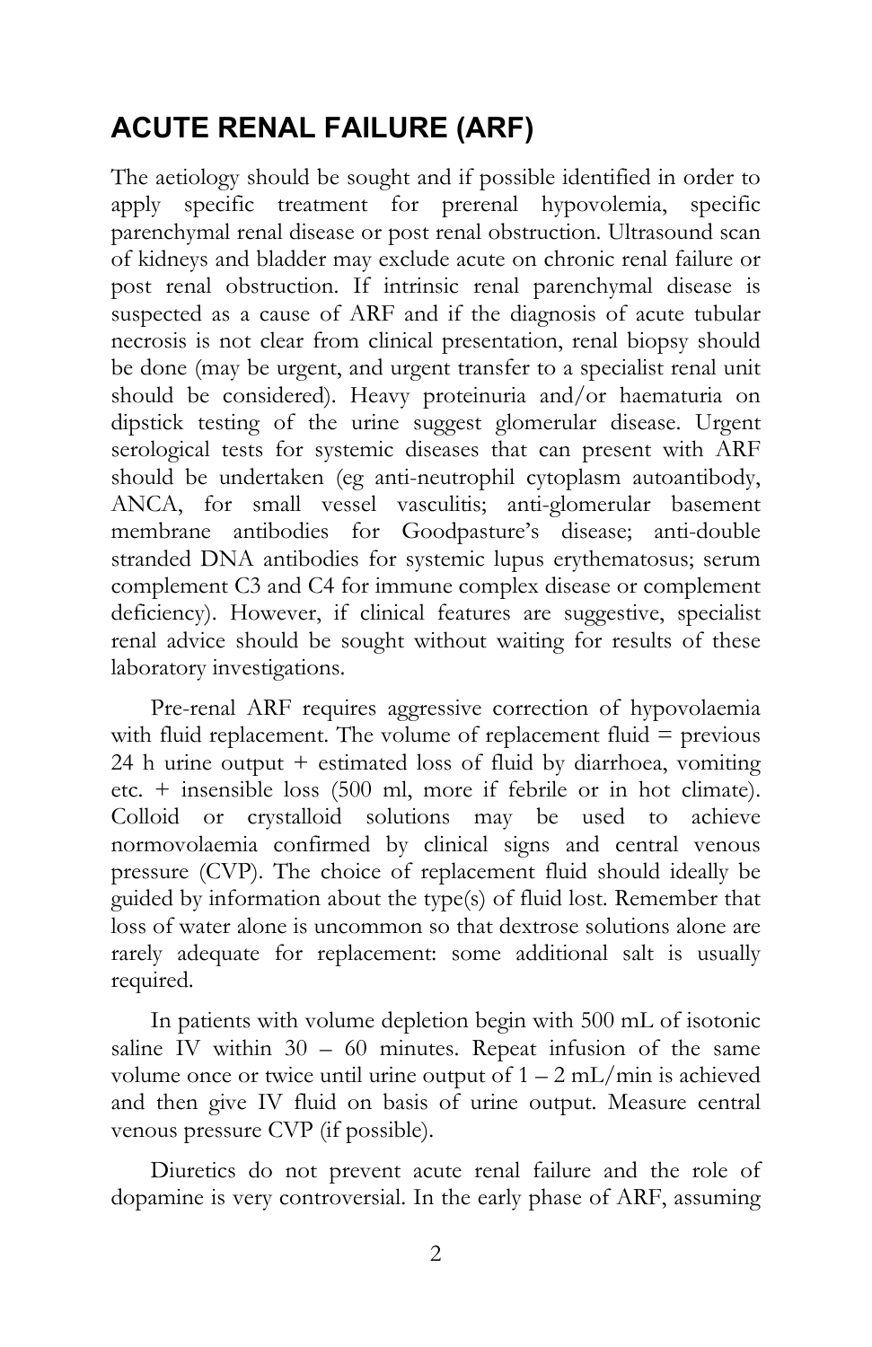## ACUTE RENAL FAILURE (ARF)

The aetiology should be sought and if possible identified in order to apply specific treatment for prerenal hypovolemia, specific parenchymal renal disease or post renal obstruction. Ultrasound scan of kidneys and bladder may exclude acute on chronic renal failure or post renal obstruction. If intrinsic renal parenchymal disease is suspected as a cause of ARF and if the diagnosis of acute tubular necrosis is not clear from clinical presentation, renal biopsy should be done (may be urgent, and urgent transfer to a specialist renal unit should be considered). Heavy proteinuria and/or haematuria on dipstick testing of the urine suggest glomerular disease. Urgent serological tests for systemic diseases that can present with ARF should be undertaken (eg anti-neutrophil cytoplasm autoantibody, ANCA, for small vessel vasculitis; anti-glomerular basement membrane antibodies for Goodpasture's disease; anti-double stranded DNA antibodies for systemic lupus erythematosus; serum complement C3 and C4 for immune complex disease or complement deficiency). However, if clinical features are suggestive, specialist renal advice should be sought without waiting for results of these laboratory investigations.

Pre-renal ARF requires aggressive correction of hypovolaemia with fluid replacement. The volume of replacement fluid = previous 24 h urine output + estimated loss of fluid by diarrhoea, vomiting etc. + insensible loss (500 ml, more if febrile or in hot climate). Colloid or crystalloid solutions may be used to achieve normovolaemia confirmed by clinical signs and central venous pressure (CVP). The choice of replacement fluid should ideally be guided by information about the type(s) of fluid lost. Remember that loss of water alone is uncommon so that dextrose solutions alone are rarely adequate for replacement: some additional salt is usually required.

In patients with volume depletion begin with 500 mL of isotonic saline IV within 30 – 60 minutes. Repeat infusion of the same volume once or twice until urine output of 1 – 2 mL/min is achieved and then give IV fluid on basis of urine output. Measure central venous pressure CVP (if possible).

Diuretics do not prevent acute renal failure and the role of dopamine is very controversial. In the early phase of ARF, assuming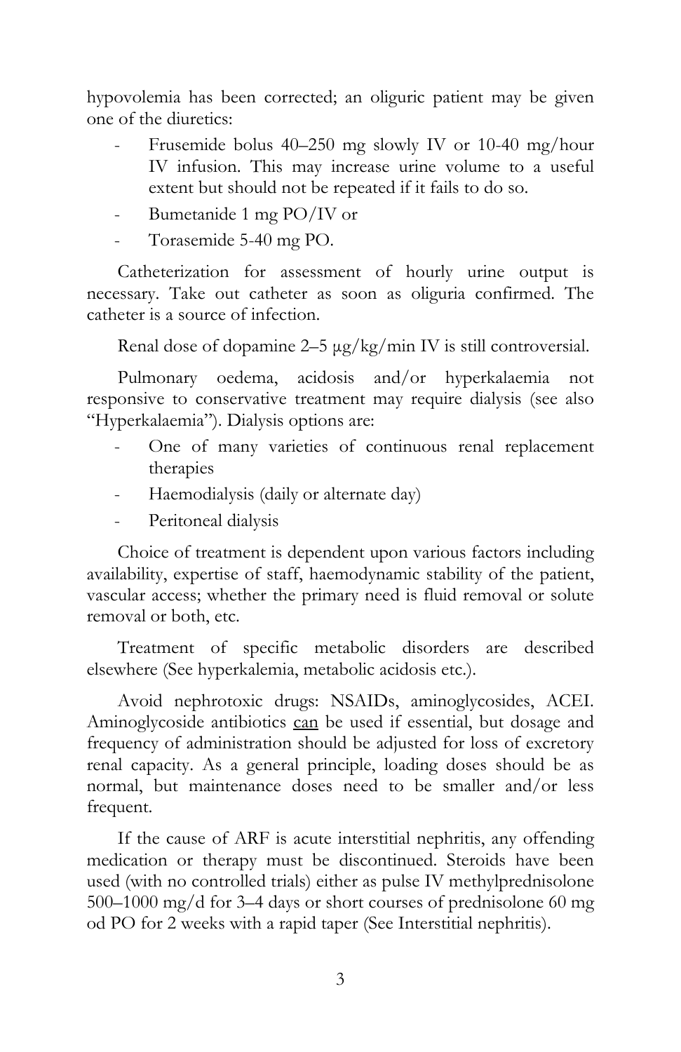hypovolemia has been corrected; an oliguric patient may be given one of the diuretics:

- Frusemide bolus 40–250 mg slowly IV or 10-40 mg/hour IV infusion. This may increase urine volume to a useful extent but should not be repeated if it fails to do so.
- Bumetanide 1 mg PO/IV or
- Torasemide 5-40 mg PO.

Catheterization for assessment of hourly urine output is necessary. Take out catheter as soon as oliguria confirmed. The catheter is a source of infection.

Renal dose of dopamine 2–5 µg/kg/min IV is still controversial.

Pulmonary oedema, acidosis and/or hyperkalaemia not responsive to conservative treatment may require dialysis (see also "Hyperkalaemia"). Dialysis options are:

- One of many varieties of continuous renal replacement therapies
- Haemodialysis (daily or alternate day)
- Peritoneal dialysis

Choice of treatment is dependent upon various factors including availability, expertise of staff, haemodynamic stability of the patient, vascular access; whether the primary need is fluid removal or solute removal or both, etc.

Treatment of specific metabolic disorders are described elsewhere (See hyperkalemia, metabolic acidosis etc.).

Avoid nephrotoxic drugs: NSAIDs, aminoglycosides, ACEI. Aminoglycoside antibiotics <u>can</u> be used if essential, but dosage and frequency of administration should be adjusted for loss of excretory renal capacity. As a general principle, loading doses should be as normal, but maintenance doses need to be smaller and/or less frequent.

If the cause of ARF is acute interstitial nephritis, any offending medication or therapy must be discontinued. Steroids have been used (with no controlled trials) either as pulse IV methylprednisolone 500–1000 mg/d for 3–4 days or short courses of prednisolone 60 mg od PO for 2 weeks with a rapid taper (See Interstitial nephritis).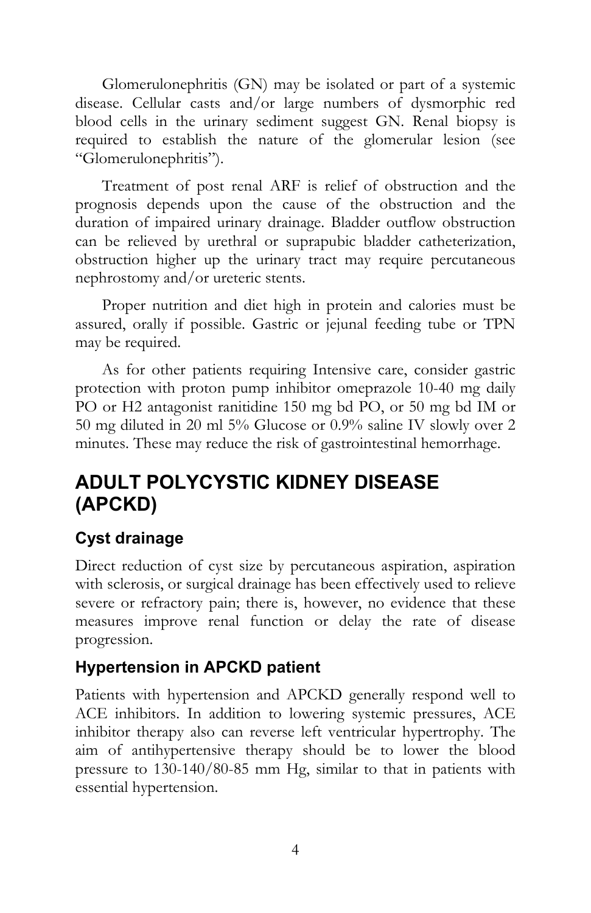Glomerulonephritis (GN) may be isolated or part of a systemic disease. Cellular casts and/or large numbers of dysmorphic red blood cells in the urinary sediment suggest GN. Renal biopsy is required to establish the nature of the glomerular lesion (see "Glomerulonephritis").

Treatment of post renal ARF is relief of obstruction and the prognosis depends upon the cause of the obstruction and the duration of impaired urinary drainage. Bladder outflow obstruction can be relieved by urethral or suprapubic bladder catheterization, obstruction higher up the urinary tract may require percutaneous nephrostomy and/or ureteric stents.

Proper nutrition and diet high in protein and calories must be assured, orally if possible. Gastric or jejunal feeding tube or TPN may be required.

As for other patients requiring Intensive care, consider gastric protection with proton pump inhibitor omeprazole 10-40 mg daily PO or H2 antagonist ranitidine 150 mg bd PO, or 50 mg bd IM or 50 mg diluted in 20 ml 5% Glucose or 0.9% saline IV slowly over 2 minutes. These may reduce the risk of gastrointestinal hemorrhage.

# ADULT POLYCYSTIC KIDNEY DISEASE (APCKD)

## Cyst drainage

Direct reduction of cyst size by percutaneous aspiration, aspiration with sclerosis, or surgical drainage has been effectively used to relieve severe or refractory pain; there is, however, no evidence that these measures improve renal function or delay the rate of disease progression.

## Hypertension in APCKD patient

Patients with hypertension and APCKD generally respond well to ACE inhibitors. In addition to lowering systemic pressures, ACE inhibitor therapy also can reverse left ventricular hypertrophy. The aim of antihypertensive therapy should be to lower the blood pressure to 130-140/80-85 mm Hg, similar to that in patients with essential hypertension.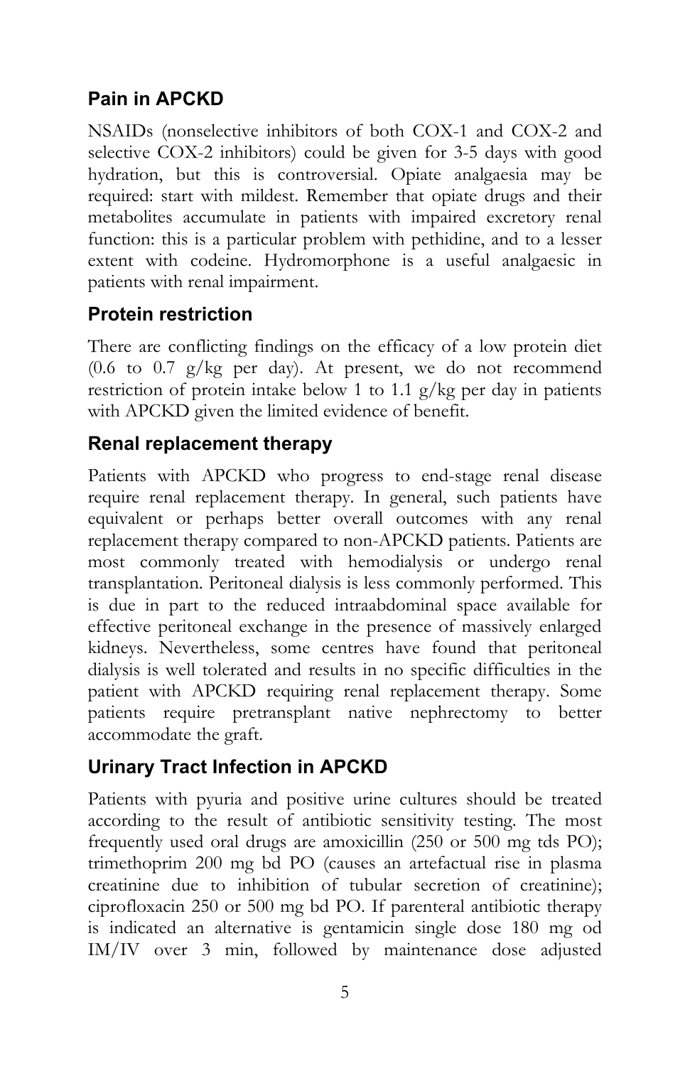## Pain in APCKD

NSAIDs (nonselective inhibitors of both COX-1 and COX-2 and selective COX-2 inhibitors) could be given for 3-5 days with good hydration, but this is controversial. Opiate analgaesia may be required: start with mildest. Remember that opiate drugs and their metabolites accumulate in patients with impaired excretory renal function: this is a particular problem with pethidine, and to a lesser extent with codeine. Hydromorphone is a useful analgaesic in patients with renal impairment.

## Protein restriction

There are conflicting findings on the efficacy of a low protein diet (0.6 to 0.7 g/kg per day). At present, we do not recommend restriction of protein intake below 1 to 1.1 g/kg per day in patients with APCKD given the limited evidence of benefit.

## Renal replacement therapy

Patients with APCKD who progress to end-stage renal disease require renal replacement therapy. In general, such patients have equivalent or perhaps better overall outcomes with any renal replacement therapy compared to non-APCKD patients. Patients are most commonly treated with hemodialysis or undergo renal transplantation. Peritoneal dialysis is less commonly performed. This is due in part to the reduced intraabdominal space available for effective peritoneal exchange in the presence of massively enlarged kidneys. Nevertheless, some centres have found that peritoneal dialysis is well tolerated and results in no specific difficulties in the patient with APCKD requiring renal replacement therapy. Some patients require pretransplant native nephrectomy to better accommodate the graft.

## Urinary Tract Infection in APCKD

Patients with pyuria and positive urine cultures should be treated according to the result of antibiotic sensitivity testing. The most frequently used oral drugs are amoxicillin (250 or 500 mg tds PO); trimethoprim 200 mg bd PO (causes an artefactual rise in plasma creatinine due to inhibition of tubular secretion of creatinine); ciprofloxacin 250 or 500 mg bd PO. If parenteral antibiotic therapy is indicated an alternative is gentamicin single dose 180 mg od IM/IV over 3 min, followed by maintenance dose adjusted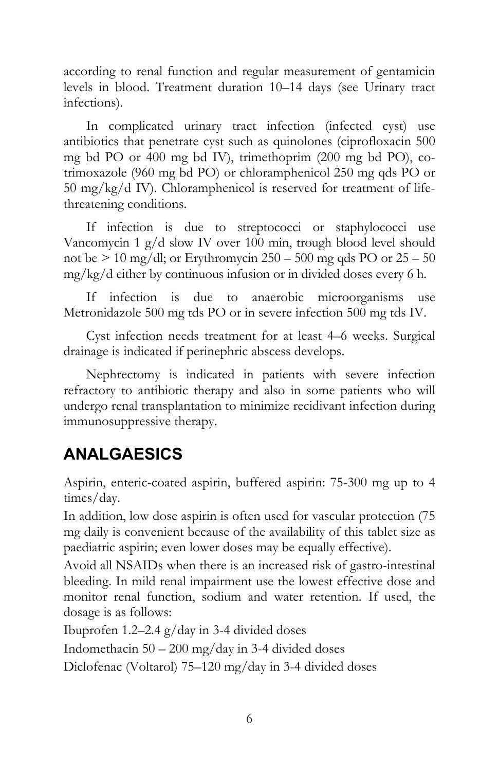according to renal function and regular measurement of gentamicin levels in blood. Treatment duration 10–14 days (see Urinary tract infections).

In complicated urinary tract infection (infected cyst) use antibiotics that penetrate cyst such as quinolones (ciprofloxacin 500 mg bd PO or 400 mg bd IV), trimethoprim (200 mg bd PO), co-trimoxazole (960 mg bd PO) or chloramphenicol 250 mg qds PO or 50 mg/kg/d IV). Chloramphenicol is reserved for treatment of life-threatening conditions.

If infection is due to streptococci or staphylococci use Vancomycin 1 g/d slow IV over 100 min, trough blood level should not be > 10 mg/dl; or Erythromycin 250 – 500 mg qds PO or 25 – 50 mg/kg/d either by continuous infusion or in divided doses every 6 h.

If infection is due to anaerobic microorganisms use Metronidazole 500 mg tds PO or in severe infection 500 mg tds IV.

Cyst infection needs treatment for at least 4–6 weeks. Surgical drainage is indicated if perinephric abscess develops.

Nephrectomy is indicated in patients with severe infection refractory to antibiotic therapy and also in some patients who will undergo renal transplantation to minimize recidivant infection during immunosuppressive therapy.

## ANALGAESICS

Aspirin, enteric-coated aspirin, buffered aspirin: 75-300 mg up to 4 times/day.

In addition, low dose aspirin is often used for vascular protection (75 mg daily is convenient because of the availability of this tablet size as paediatric aspirin; even lower doses may be equally effective).

Avoid all NSAIDs when there is an increased risk of gastro-intestinal bleeding. In mild renal impairment use the lowest effective dose and monitor renal function, sodium and water retention. If used, the dosage is as follows:

Ibuprofen 1.2–2.4 g/day in 3-4 divided doses

Indomethacin 50 – 200 mg/day in 3-4 divided doses

Diclofenac (Voltarol) 75–120 mg/day in 3-4 divided doses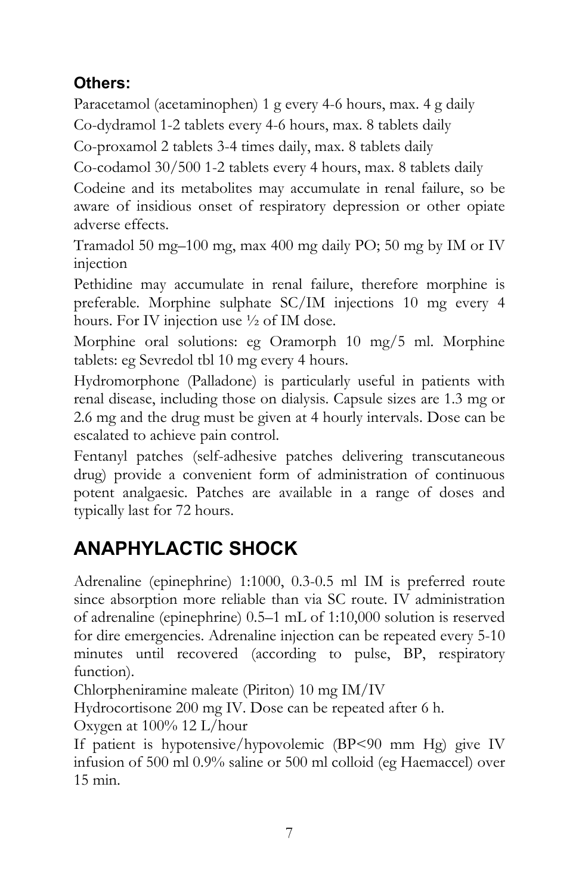### Others:

Paracetamol (acetaminophen) 1 g every 4-6 hours, max. 4 g daily

Co-dydramol 1-2 tablets every 4-6 hours, max. 8 tablets daily

Co-proxamol 2 tablets 3-4 times daily, max. 8 tablets daily

Co-codamol 30/500 1-2 tablets every 4 hours, max. 8 tablets daily

Codeine and its metabolites may accumulate in renal failure, so be aware of insidious onset of respiratory depression or other opiate adverse effects.

Tramadol 50 mg–100 mg, max 400 mg daily PO; 50 mg by IM or IV injection

Pethidine may accumulate in renal failure, therefore morphine is preferable. Morphine sulphate SC/IM injections 10 mg every 4 hours. For IV injection use ½ of IM dose.

Morphine oral solutions: eg Oramorph 10 mg/5 ml. Morphine tablets: eg Sevredol tbl 10 mg every 4 hours.

Hydromorphone (Palladone) is particularly useful in patients with renal disease, including those on dialysis. Capsule sizes are 1.3 mg or 2.6 mg and the drug must be given at 4 hourly intervals. Dose can be escalated to achieve pain control.

Fentanyl patches (self-adhesive patches delivering transcutaneous drug) provide a convenient form of administration of continuous potent analgaesic. Patches are available in a range of doses and typically last for 72 hours.

## ANAPHYLACTIC SHOCK

Adrenaline (epinephrine) 1:1000, 0.3-0.5 ml IM is preferred route since absorption more reliable than via SC route. IV administration of adrenaline (epinephrine) 0.5–1 mL of 1:10,000 solution is reserved for dire emergencies. Adrenaline injection can be repeated every 5-10 minutes until recovered (according to pulse, BP, respiratory function).

Chlorpheniramine maleate (Piriton) 10 mg IM/IV

Hydrocortisone 200 mg IV. Dose can be repeated after 6 h.

Oxygen at 100% 12 L/hour

If patient is hypotensive/hypovolemic (BP<90 mm Hg) give IV infusion of 500 ml 0.9% saline or 500 ml colloid (eg Haemaccel) over 15 min.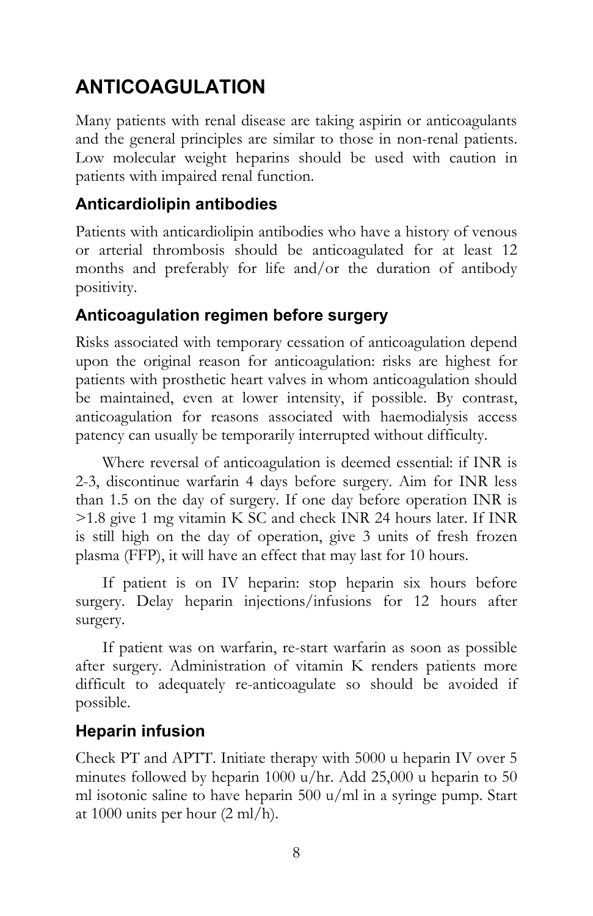# ANTICOAGULATION

Many patients with renal disease are taking aspirin or anticoagulants and the general principles are similar to those in non-renal patients. Low molecular weight heparins should be used with caution in patients with impaired renal function.

## Anticardiolipin antibodies

Patients with anticardiolipin antibodies who have a history of venous or arterial thrombosis should be anticoagulated for at least 12 months and preferably for life and/or the duration of antibody positivity.

## Anticoagulation regimen before surgery

Risks associated with temporary cessation of anticoagulation depend upon the original reason for anticoagulation: risks are highest for patients with prosthetic heart valves in whom anticoagulation should be maintained, even at lower intensity, if possible. By contrast, anticoagulation for reasons associated with haemodialysis access patency can usually be temporarily interrupted without difficulty.

Where reversal of anticoagulation is deemed essential: if INR is 2-3, discontinue warfarin 4 days before surgery. Aim for INR less than 1.5 on the day of surgery. If one day before operation INR is >1.8 give 1 mg vitamin K SC and check INR 24 hours later. If INR is still high on the day of operation, give 3 units of fresh frozen plasma (FFP), it will have an effect that may last for 10 hours.

If patient is on IV heparin: stop heparin six hours before surgery. Delay heparin injections/infusions for 12 hours after surgery.

If patient was on warfarin, re-start warfarin as soon as possible after surgery. Administration of vitamin K renders patients more difficult to adequately re-anticoagulate so should be avoided if possible.

## Heparin infusion

Check PT and APTT. Initiate therapy with 5000 u heparin IV over 5 minutes followed by heparin 1000 u/hr. Add 25,000 u heparin to 50 ml isotonic saline to have heparin 500 u/ml in a syringe pump. Start at 1000 units per hour (2 ml/h).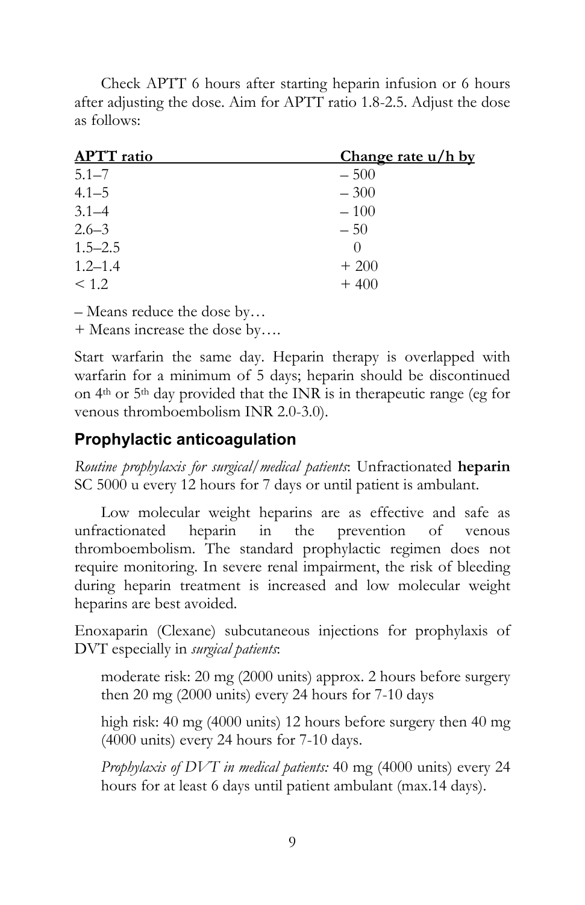Check APTT 6 hours after starting heparin infusion or 6 hours after adjusting the dose. Aim for APTT ratio 1.8-2.5. Adjust the dose as follows:

| APTT ratio | Change rate u/h by |
|---|---|
| 5.1–7 | – 500 |
| 4.1–5 | – 300 |
| 3.1–4 | – 100 |
| 2.6–3 | – 50 |
| 1.5–2.5 | 0 |
| 1.2–1.4 | + 200 |
| < 1.2 | + 400 |

– Means reduce the dose by…

+ Means increase the dose by….

Start warfarin the same day. Heparin therapy is overlapped with warfarin for a minimum of 5 days; heparin should be discontinued on 4th or 5th day provided that the INR is in therapeutic range (eg for venous thromboembolism INR 2.0-3.0).

## Prophylactic anticoagulation

*Routine prophylaxis for surgical/medical patients*: Unfractionated **heparin** SC 5000 u every 12 hours for 7 days or until patient is ambulant.

Low molecular weight heparins are as effective and safe as unfractionated heparin in the prevention of venous thromboembolism. The standard prophylactic regimen does not require monitoring. In severe renal impairment, the risk of bleeding during heparin treatment is increased and low molecular weight heparins are best avoided.

Enoxaparin (Clexane) subcutaneous injections for prophylaxis of DVT especially in *surgical patients*:

> moderate risk: 20 mg (2000 units) approx. 2 hours before surgery then 20 mg (2000 units) every 24 hours for 7-10 days
>
> high risk: 40 mg (4000 units) 12 hours before surgery then 40 mg (4000 units) every 24 hours for 7-10 days.
>
> *Prophylaxis of DVT in medical patients:* 40 mg (4000 units) every 24 hours for at least 6 days until patient ambulant (max.14 days).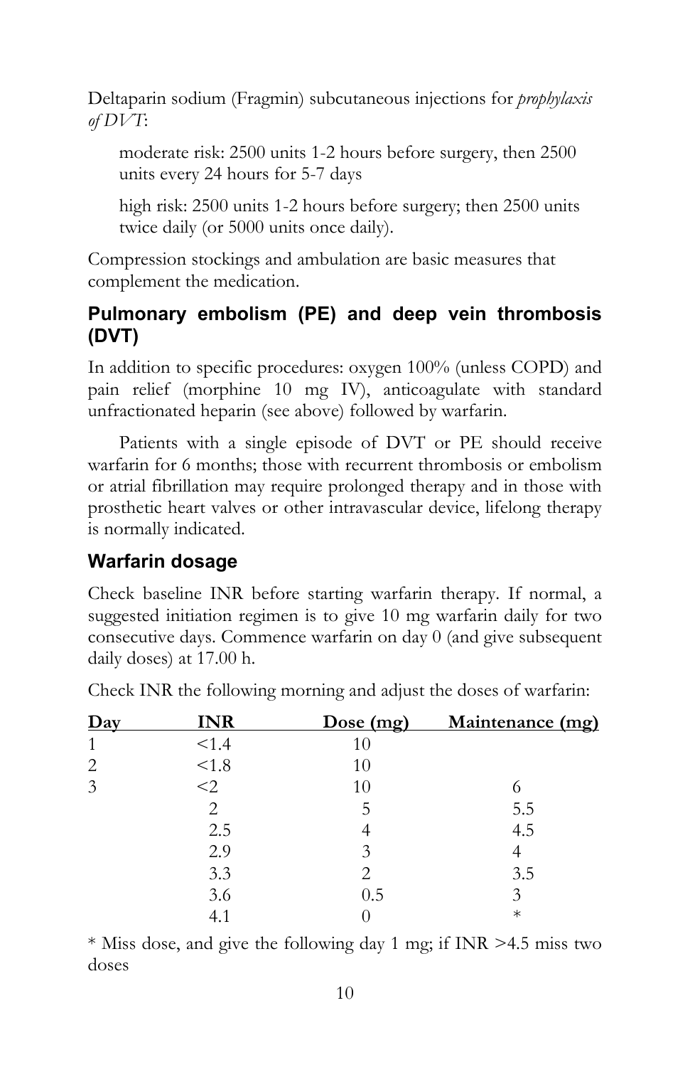Deltaparin sodium (Fragmin) subcutaneous injections for *prophylaxis of DVT*:

moderate risk: 2500 units 1-2 hours before surgery, then 2500 units every 24 hours for 5-7 days

high risk: 2500 units 1-2 hours before surgery; then 2500 units twice daily (or 5000 units once daily).

Compression stockings and ambulation are basic measures that complement the medication.

### Pulmonary embolism (PE) and deep vein thrombosis (DVT)

In addition to specific procedures: oxygen 100% (unless COPD) and pain relief (morphine 10 mg IV), anticoagulate with standard unfractionated heparin (see above) followed by warfarin.

Patients with a single episode of DVT or PE should receive warfarin for 6 months; those with recurrent thrombosis or embolism or atrial fibrillation may require prolonged therapy and in those with prosthetic heart valves or other intravascular device, lifelong therapy is normally indicated.

### Warfarin dosage

Check baseline INR before starting warfarin therapy. If normal, a suggested initiation regimen is to give 10 mg warfarin daily for two consecutive days. Commence warfarin on day 0 (and give subsequent daily doses) at 17.00 h.

Check INR the following morning and adjust the doses of warfarin:

| Day | INR | Dose (mg) | Maintenance (mg) |
|---|---|---|---|
| 1 | <1.4 | 10 | |
| 2 | <1.8 | 10 | |
| 3 | <2 | 10 | 6 |
| | 2 | 5 | 5.5 |
| | 2.5 | 4 | 4.5 |
| | 2.9 | 3 | 4 |
| | 3.3 | 2 | 3.5 |
| | 3.6 | 0.5 | 3 |
| | 4.1 | 0 | * |

* Miss dose, and give the following day 1 mg; if INR >4.5 miss two doses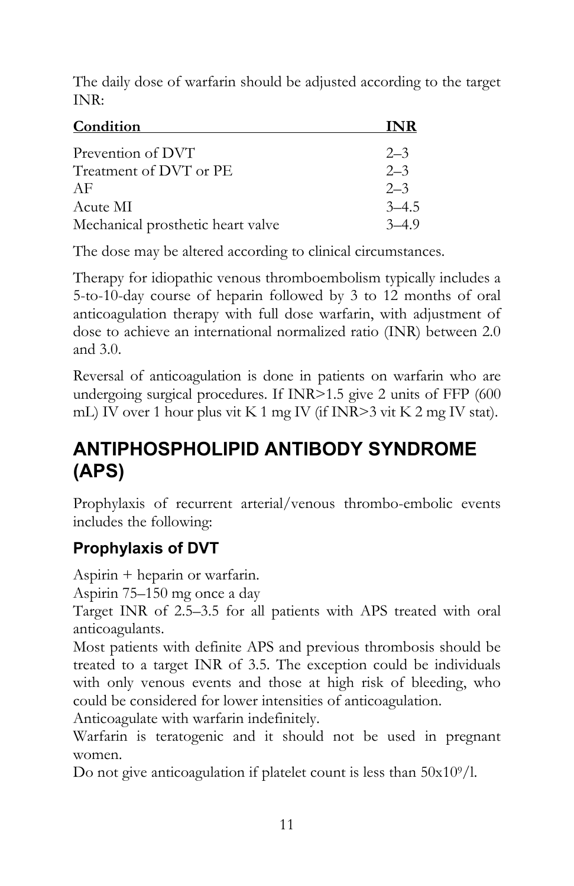The daily dose of warfarin should be adjusted according to the target INR:

| Condition | INR |
| --- | --- |
| Prevention of DVT | 2–3 |
| Treatment of DVT or PE | 2–3 |
| AF | 2–3 |
| Acute MI | 3–4.5 |
| Mechanical prosthetic heart valve | 3–4.9 |

The dose may be altered according to clinical circumstances.

Therapy for idiopathic venous thromboembolism typically includes a 5-to-10-day course of heparin followed by 3 to 12 months of oral anticoagulation therapy with full dose warfarin, with adjustment of dose to achieve an international normalized ratio (INR) between 2.0 and 3.0.

Reversal of anticoagulation is done in patients on warfarin who are undergoing surgical procedures. If INR>1.5 give 2 units of FFP (600 mL) IV over 1 hour plus vit K 1 mg IV (if INR>3 vit K 2 mg IV stat).

## ANTIPHOSPHOLIPID ANTIBODY SYNDROME (APS)

Prophylaxis of recurrent arterial/venous thrombo-embolic events includes the following:

### Prophylaxis of DVT

Aspirin + heparin or warfarin.
Aspirin 75–150 mg once a day
Target INR of 2.5–3.5 for all patients with APS treated with oral anticoagulants.
Most patients with definite APS and previous thrombosis should be treated to a target INR of 3.5. The exception could be individuals with only venous events and those at high risk of bleeding, who could be considered for lower intensities of anticoagulation.
Anticoagulate with warfarin indefinitely.
Warfarin is teratogenic and it should not be used in pregnant women.
Do not give anticoagulation if platelet count is less than $50 \times 10^9$/l.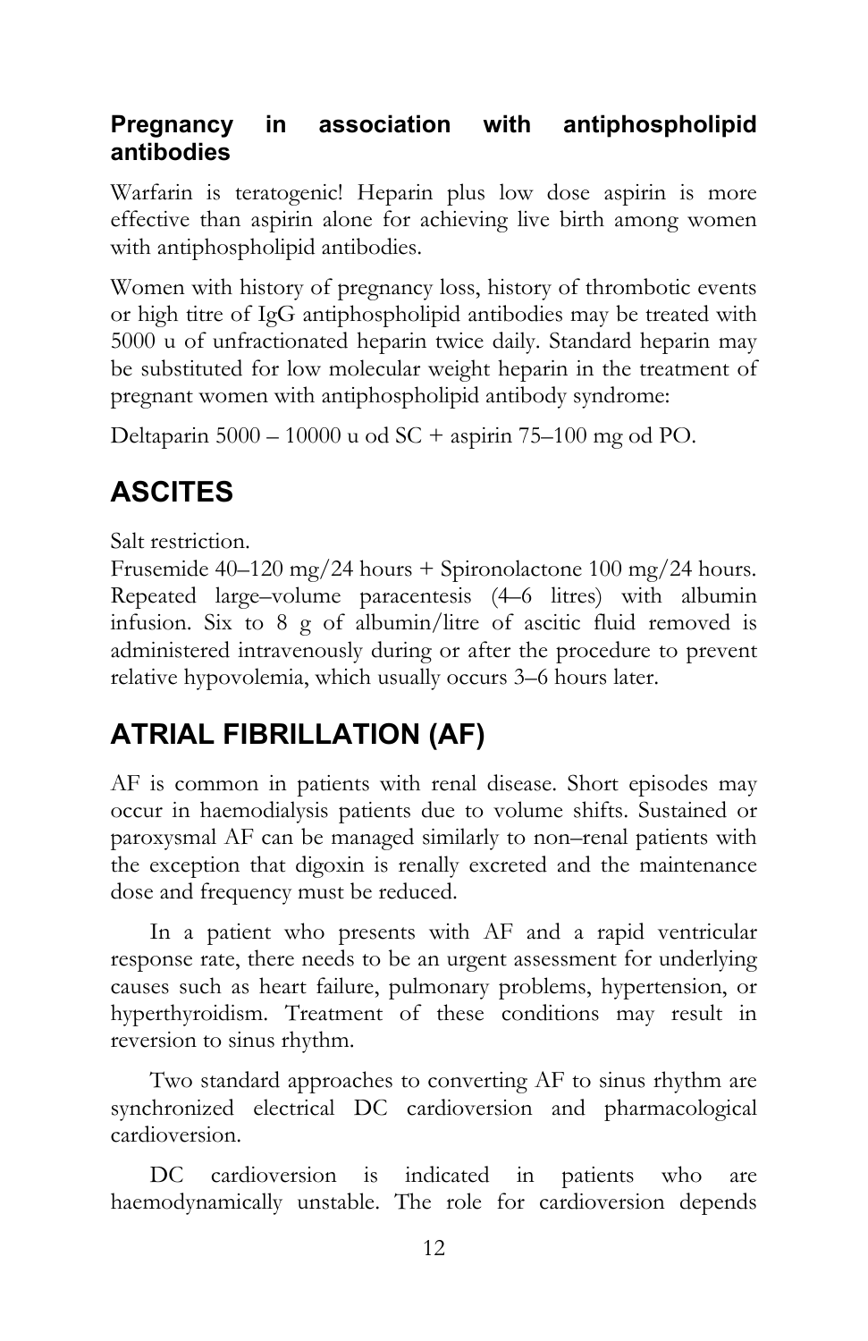### Pregnancy in association with antiphospholipid antibodies

Warfarin is teratogenic! Heparin plus low dose aspirin is more effective than aspirin alone for achieving live birth among women with antiphospholipid antibodies.

Women with history of pregnancy loss, history of thrombotic events or high titre of IgG antiphospholipid antibodies may be treated with 5000 u of unfractionated heparin twice daily. Standard heparin may be substituted for low molecular weight heparin in the treatment of pregnant women with antiphospholipid antibody syndrome:

Deltaparin 5000 – 10000 u od SC + aspirin 75–100 mg od PO.

## ASCITES

Salt restriction.
Frusemide 40–120 mg/24 hours + Spironolactone 100 mg/24 hours. Repeated large–volume paracentesis (4–6 litres) with albumin infusion. Six to 8 g of albumin/litre of ascitic fluid removed is administered intravenously during or after the procedure to prevent relative hypovolemia, which usually occurs 3–6 hours later.

## ATRIAL FIBRILLATION (AF)

AF is common in patients with renal disease. Short episodes may occur in haemodialysis patients due to volume shifts. Sustained or paroxysmal AF can be managed similarly to non–renal patients with the exception that digoxin is renally excreted and the maintenance dose and frequency must be reduced.

In a patient who presents with AF and a rapid ventricular response rate, there needs to be an urgent assessment for underlying causes such as heart failure, pulmonary problems, hypertension, or hyperthyroidism. Treatment of these conditions may result in reversion to sinus rhythm.

Two standard approaches to converting AF to sinus rhythm are synchronized electrical DC cardioversion and pharmacological cardioversion.

DC cardioversion is indicated in patients who are haemodynamically unstable. The role for cardioversion depends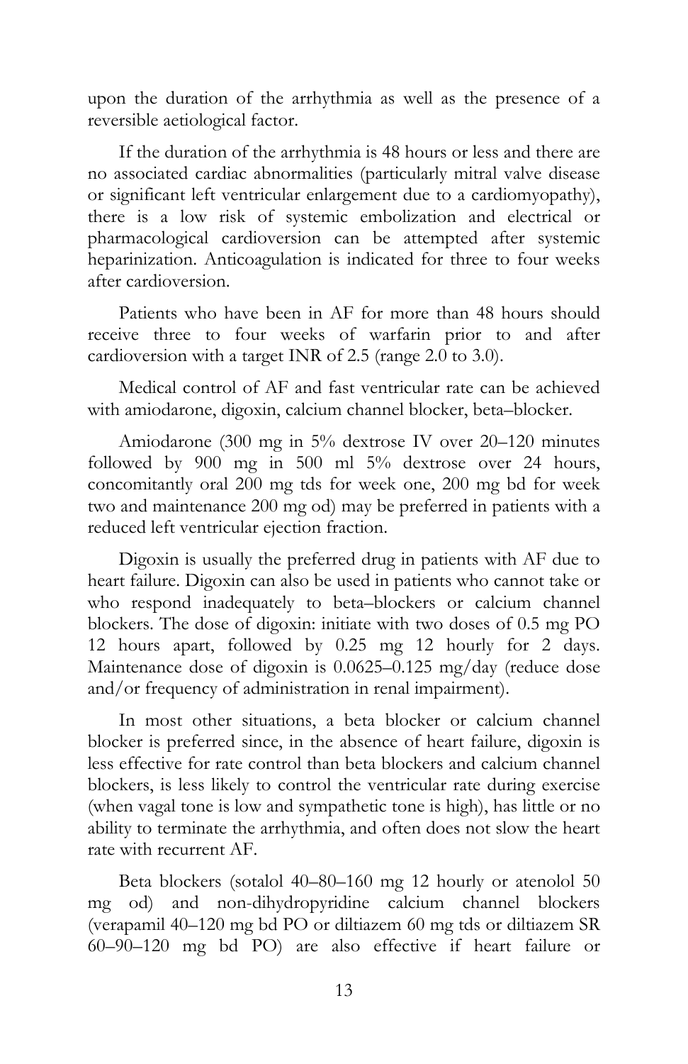upon the duration of the arrhythmia as well as the presence of a reversible aetiological factor.

If the duration of the arrhythmia is 48 hours or less and there are no associated cardiac abnormalities (particularly mitral valve disease or significant left ventricular enlargement due to a cardiomyopathy), there is a low risk of systemic embolization and electrical or pharmacological cardioversion can be attempted after systemic heparinization. Anticoagulation is indicated for three to four weeks after cardioversion.

Patients who have been in AF for more than 48 hours should receive three to four weeks of warfarin prior to and after cardioversion with a target INR of 2.5 (range 2.0 to 3.0).

Medical control of AF and fast ventricular rate can be achieved with amiodarone, digoxin, calcium channel blocker, beta–blocker.

Amiodarone (300 mg in 5% dextrose IV over 20–120 minutes followed by 900 mg in 500 ml 5% dextrose over 24 hours, concomitantly oral 200 mg tds for week one, 200 mg bd for week two and maintenance 200 mg od) may be preferred in patients with a reduced left ventricular ejection fraction.

Digoxin is usually the preferred drug in patients with AF due to heart failure. Digoxin can also be used in patients who cannot take or who respond inadequately to beta–blockers or calcium channel blockers. The dose of digoxin: initiate with two doses of 0.5 mg PO 12 hours apart, followed by 0.25 mg 12 hourly for 2 days. Maintenance dose of digoxin is 0.0625–0.125 mg/day (reduce dose and/or frequency of administration in renal impairment).

In most other situations, a beta blocker or calcium channel blocker is preferred since, in the absence of heart failure, digoxin is less effective for rate control than beta blockers and calcium channel blockers, is less likely to control the ventricular rate during exercise (when vagal tone is low and sympathetic tone is high), has little or no ability to terminate the arrhythmia, and often does not slow the heart rate with recurrent AF.

Beta blockers (sotalol 40–80–160 mg 12 hourly or atenolol 50 mg od) and non-dihydropyridine calcium channel blockers (verapamil 40–120 mg bd PO or diltiazem 60 mg tds or diltiazem SR 60–90–120 mg bd PO) are also effective if heart failure or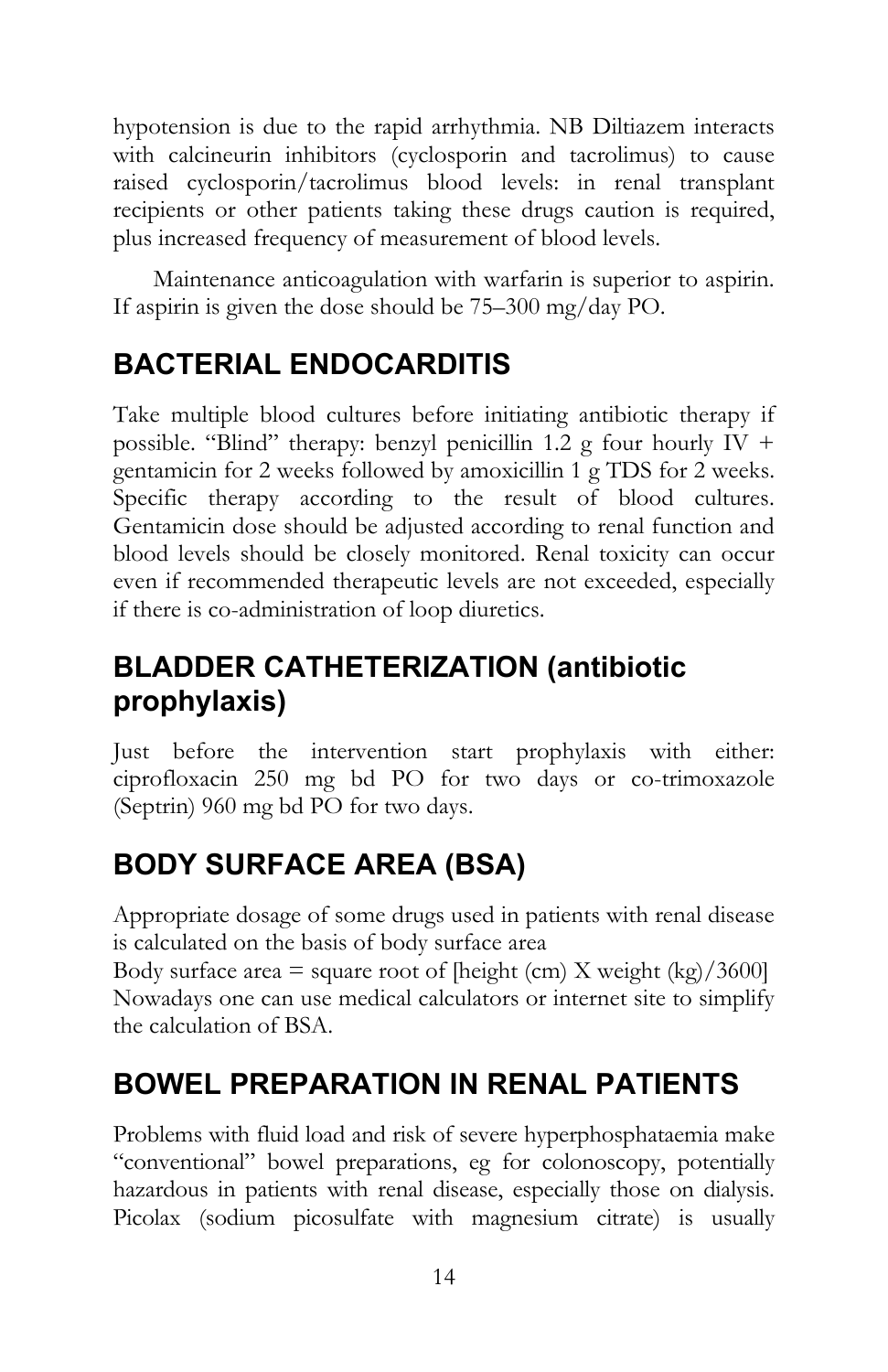hypotension is due to the rapid arrhythmia. NB Diltiazem interacts with calcineurin inhibitors (cyclosporin and tacrolimus) to cause raised cyclosporin/tacrolimus blood levels: in renal transplant recipients or other patients taking these drugs caution is required, plus increased frequency of measurement of blood levels.

Maintenance anticoagulation with warfarin is superior to aspirin. If aspirin is given the dose should be 75–300 mg/day PO.

## BACTERIAL ENDOCARDITIS

Take multiple blood cultures before initiating antibiotic therapy if possible. "Blind" therapy: benzyl penicillin 1.2 g four hourly IV + gentamicin for 2 weeks followed by amoxicillin 1 g TDS for 2 weeks. Specific therapy according to the result of blood cultures. Gentamicin dose should be adjusted according to renal function and blood levels should be closely monitored. Renal toxicity can occur even if recommended therapeutic levels are not exceeded, especially if there is co-administration of loop diuretics.

## BLADDER CATHETERIZATION (antibiotic prophylaxis)

Just before the intervention start prophylaxis with either: ciprofloxacin 250 mg bd PO for two days or co-trimoxazole (Septrin) 960 mg bd PO for two days.

## BODY SURFACE AREA (BSA)

Appropriate dosage of some drugs used in patients with renal disease is calculated on the basis of body surface area

Body surface area = square root of [height (cm) X weight (kg)/3600]

Nowadays one can use medical calculators or internet site to simplify the calculation of BSA.

## BOWEL PREPARATION IN RENAL PATIENTS

Problems with fluid load and risk of severe hyperphosphataemia make "conventional" bowel preparations, eg for colonoscopy, potentially hazardous in patients with renal disease, especially those on dialysis. Picolax (sodium picosulfate with magnesium citrate) is usually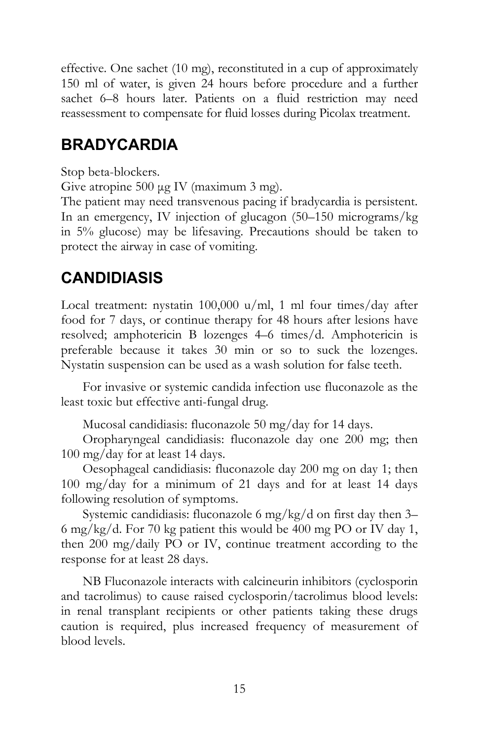effective. One sachet (10 mg), reconstituted in a cup of approximately 150 ml of water, is given 24 hours before procedure and a further sachet 6–8 hours later. Patients on a fluid restriction may need reassessment to compensate for fluid losses during Picolax treatment.

## BRADYCARDIA

Stop beta-blockers.

Give atropine 500 μg IV (maximum 3 mg).

The patient may need transvenous pacing if bradycardia is persistent. In an emergency, IV injection of glucagon (50–150 micrograms/kg in 5% glucose) may be lifesaving. Precautions should be taken to protect the airway in case of vomiting.

## CANDIDIASIS

Local treatment: nystatin 100,000 u/ml, 1 ml four times/day after food for 7 days, or continue therapy for 48 hours after lesions have resolved; amphotericin B lozenges 4–6 times/d. Amphotericin is preferable because it takes 30 min or so to suck the lozenges. Nystatin suspension can be used as a wash solution for false teeth.

For invasive or systemic candida infection use fluconazole as the least toxic but effective anti-fungal drug.

Mucosal candidiasis: fluconazole 50 mg/day for 14 days.

Oropharyngeal candidiasis: fluconazole day one 200 mg; then 100 mg/day for at least 14 days.

Oesophageal candidiasis: fluconazole day 200 mg on day 1; then 100 mg/day for a minimum of 21 days and for at least 14 days following resolution of symptoms.

Systemic candidiasis: fluconazole 6 mg/kg/d on first day then 3–6 mg/kg/d. For 70 kg patient this would be 400 mg PO or IV day 1, then 200 mg/daily PO or IV, continue treatment according to the response for at least 28 days.

NB Fluconazole interacts with calcineurin inhibitors (cyclosporin and tacrolimus) to cause raised cyclosporin/tacrolimus blood levels: in renal transplant recipients or other patients taking these drugs caution is required, plus increased frequency of measurement of blood levels.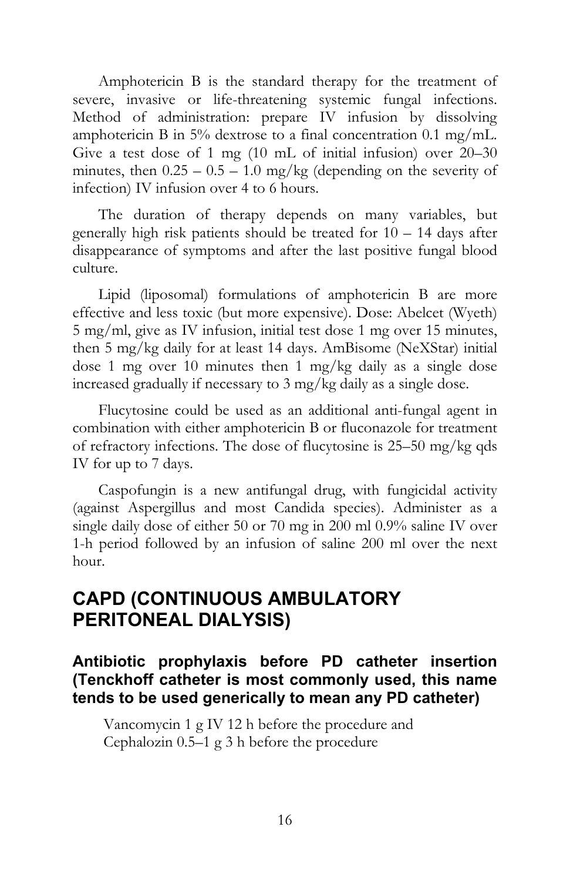Amphotericin B is the standard therapy for the treatment of severe, invasive or life-threatening systemic fungal infections. Method of administration: prepare IV infusion by dissolving amphotericin B in 5% dextrose to a final concentration 0.1 mg/mL. Give a test dose of 1 mg (10 mL of initial infusion) over 20–30 minutes, then 0.25 – 0.5 – 1.0 mg/kg (depending on the severity of infection) IV infusion over 4 to 6 hours.

The duration of therapy depends on many variables, but generally high risk patients should be treated for 10 – 14 days after disappearance of symptoms and after the last positive fungal blood culture.

Lipid (liposomal) formulations of amphotericin B are more effective and less toxic (but more expensive). Dose: Abelcet (Wyeth) 5 mg/ml, give as IV infusion, initial test dose 1 mg over 15 minutes, then 5 mg/kg daily for at least 14 days. AmBisome (NeXStar) initial dose 1 mg over 10 minutes then 1 mg/kg daily as a single dose increased gradually if necessary to 3 mg/kg daily as a single dose.

Flucytosine could be used as an additional anti-fungal agent in combination with either amphotericin B or fluconazole for treatment of refractory infections. The dose of flucytosine is 25–50 mg/kg qds IV for up to 7 days.

Caspofungin is a new antifungal drug, with fungicidal activity (against Aspergillus and most Candida species). Administer as a single daily dose of either 50 or 70 mg in 200 ml 0.9% saline IV over 1-h period followed by an infusion of saline 200 ml over the next hour.

## CAPD (CONTINUOUS AMBULATORY PERITONEAL DIALYSIS)

### Antibiotic prophylaxis before PD catheter insertion (Tenckhoff catheter is most commonly used, this name tends to be used generically to mean any PD catheter)

Vancomycin 1 g IV 12 h before the procedure and
Cephalozin 0.5–1 g 3 h before the procedure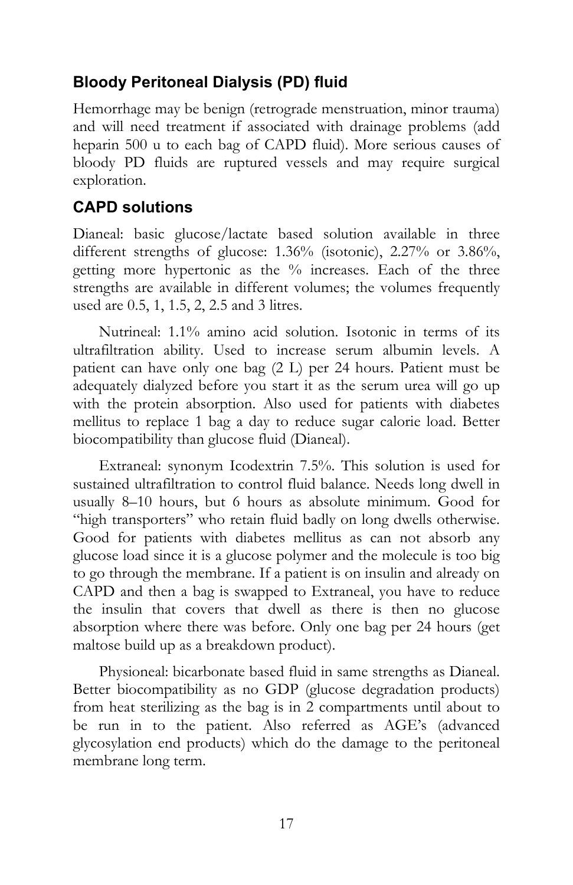## Bloody Peritoneal Dialysis (PD) fluid

Hemorrhage may be benign (retrograde menstruation, minor trauma) and will need treatment if associated with drainage problems (add heparin 500 u to each bag of CAPD fluid). More serious causes of bloody PD fluids are ruptured vessels and may require surgical exploration.

## CAPD solutions

Dianeal: basic glucose/lactate based solution available in three different strengths of glucose: 1.36% (isotonic), 2.27% or 3.86%, getting more hypertonic as the % increases. Each of the three strengths are available in different volumes; the volumes frequently used are 0.5, 1, 1.5, 2, 2.5 and 3 litres.

Nutrineal: 1.1% amino acid solution. Isotonic in terms of its ultrafiltration ability. Used to increase serum albumin levels. A patient can have only one bag (2 L) per 24 hours. Patient must be adequately dialyzed before you start it as the serum urea will go up with the protein absorption. Also used for patients with diabetes mellitus to replace 1 bag a day to reduce sugar calorie load. Better biocompatibility than glucose fluid (Dianeal).

Extraneal: synonym Icodextrin 7.5%. This solution is used for sustained ultrafiltration to control fluid balance. Needs long dwell in usually 8–10 hours, but 6 hours as absolute minimum. Good for "high transporters" who retain fluid badly on long dwells otherwise. Good for patients with diabetes mellitus as can not absorb any glucose load since it is a glucose polymer and the molecule is too big to go through the membrane. If a patient is on insulin and already on CAPD and then a bag is swapped to Extraneal, you have to reduce the insulin that covers that dwell as there is then no glucose absorption where there was before. Only one bag per 24 hours (get maltose build up as a breakdown product).

Physioneal: bicarbonate based fluid in same strengths as Dianeal. Better biocompatibility as no GDP (glucose degradation products) from heat sterilizing as the bag is in 2 compartments until about to be run in to the patient. Also referred as AGE's (advanced glycosylation end products) which do the damage to the peritoneal membrane long term.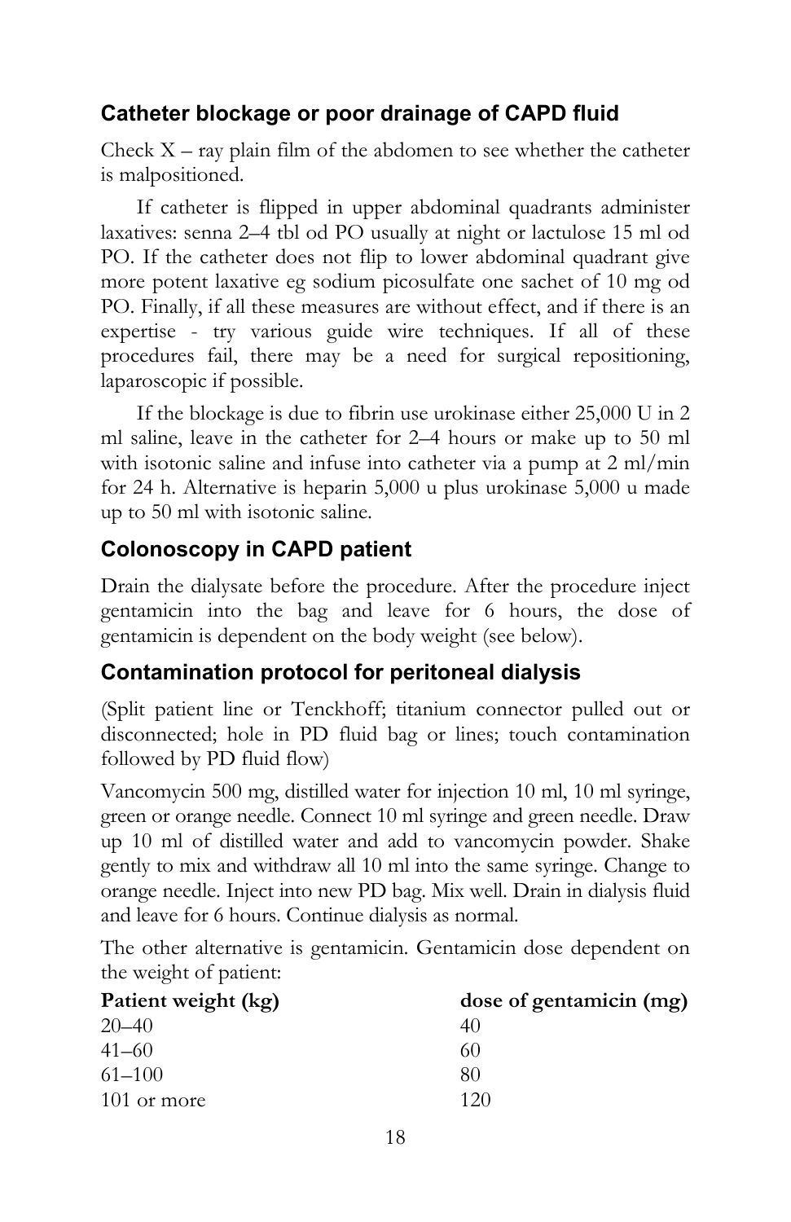### Catheter blockage or poor drainage of CAPD fluid

Check X – ray plain film of the abdomen to see whether the catheter is malpositioned.

If catheter is flipped in upper abdominal quadrants administer laxatives: senna 2–4 tbl od PO usually at night or lactulose 15 ml od PO. If the catheter does not flip to lower abdominal quadrant give more potent laxative eg sodium picosulfate one sachet of 10 mg od PO. Finally, if all these measures are without effect, and if there is an expertise - try various guide wire techniques. If all of these procedures fail, there may be a need for surgical repositioning, laparoscopic if possible.

If the blockage is due to fibrin use urokinase either 25,000 U in 2 ml saline, leave in the catheter for 2–4 hours or make up to 50 ml with isotonic saline and infuse into catheter via a pump at 2 ml/min for 24 h. Alternative is heparin 5,000 u plus urokinase 5,000 u made up to 50 ml with isotonic saline.

### Colonoscopy in CAPD patient

Drain the dialysate before the procedure. After the procedure inject gentamicin into the bag and leave for 6 hours, the dose of gentamicin is dependent on the body weight (see below).

### Contamination protocol for peritoneal dialysis

(Split patient line or Tenckhoff; titanium connector pulled out or disconnected; hole in PD fluid bag or lines; touch contamination followed by PD fluid flow)

Vancomycin 500 mg, distilled water for injection 10 ml, 10 ml syringe, green or orange needle. Connect 10 ml syringe and green needle. Draw up 10 ml of distilled water and add to vancomycin powder. Shake gently to mix and withdraw all 10 ml into the same syringe. Change to orange needle. Inject into new PD bag. Mix well. Drain in dialysis fluid and leave for 6 hours. Continue dialysis as normal.

The other alternative is gentamicin. Gentamicin dose dependent on the weight of patient:

| Patient weight (kg) | dose of gentamicin (mg) |
|---|---|
| 20–40 | 40 |
| 41–60 | 60 |
| 61–100 | 80 |
| 101 or more | 120 |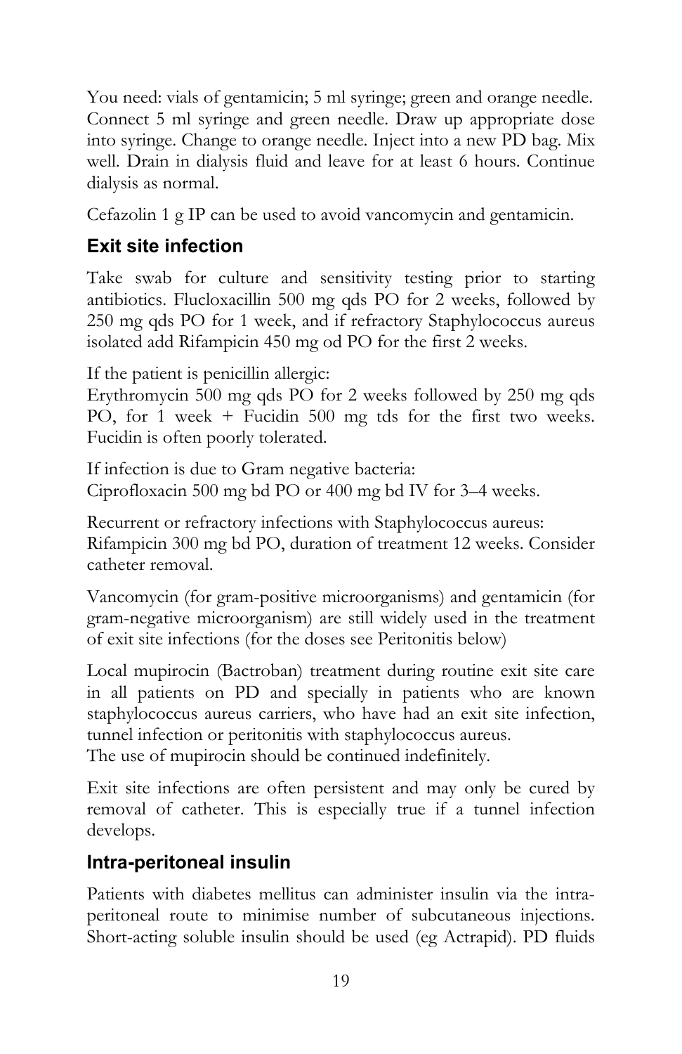You need: vials of gentamicin; 5 ml syringe; green and orange needle. Connect 5 ml syringe and green needle. Draw up appropriate dose into syringe. Change to orange needle. Inject into a new PD bag. Mix well. Drain in dialysis fluid and leave for at least 6 hours. Continue dialysis as normal.

Cefazolin 1 g IP can be used to avoid vancomycin and gentamicin.

### Exit site infection

Take swab for culture and sensitivity testing prior to starting antibiotics. Flucloxacillin 500 mg qds PO for 2 weeks, followed by 250 mg qds PO for 1 week, and if refractory Staphylococcus aureus isolated add Rifampicin 450 mg od PO for the first 2 weeks.

If the patient is penicillin allergic:
Erythromycin 500 mg qds PO for 2 weeks followed by 250 mg qds PO, for 1 week + Fucidin 500 mg tds for the first two weeks. Fucidin is often poorly tolerated.

If infection is due to Gram negative bacteria:
Ciprofloxacin 500 mg bd PO or 400 mg bd IV for 3–4 weeks.

Recurrent or refractory infections with Staphylococcus aureus:
Rifampicin 300 mg bd PO, duration of treatment 12 weeks. Consider catheter removal.

Vancomycin (for gram-positive microorganisms) and gentamicin (for gram-negative microorganism) are still widely used in the treatment of exit site infections (for the doses see Peritonitis below)

Local mupirocin (Bactroban) treatment during routine exit site care in all patients on PD and specially in patients who are known staphylococcus aureus carriers, who have had an exit site infection, tunnel infection or peritonitis with staphylococcus aureus.
The use of mupirocin should be continued indefinitely.

Exit site infections are often persistent and may only be cured by removal of catheter. This is especially true if a tunnel infection develops.

### Intra-peritoneal insulin

Patients with diabetes mellitus can administer insulin via the intra-peritoneal route to minimise number of subcutaneous injections. Short-acting soluble insulin should be used (eg Actrapid). PD fluids